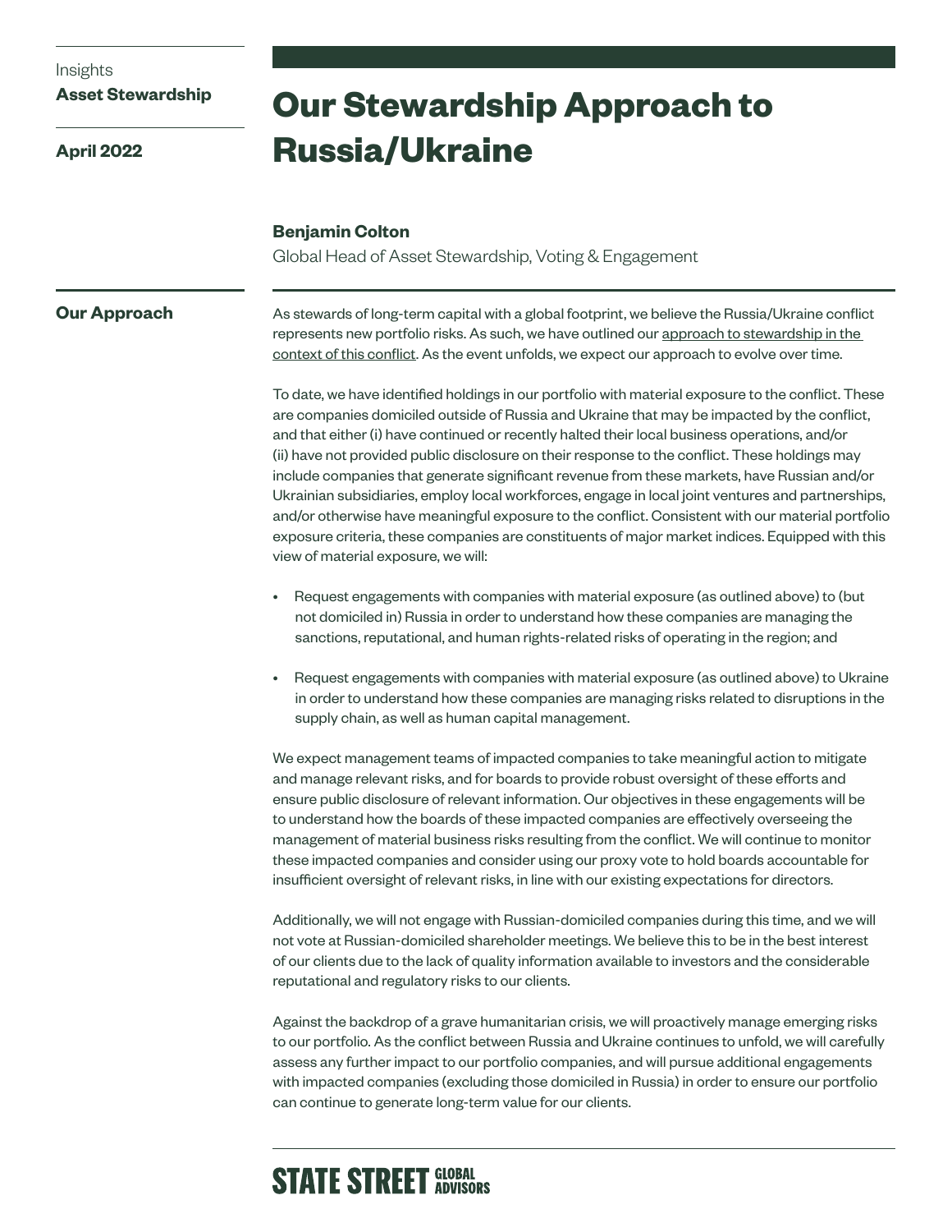Insights
**Asset Stewardship**

**April 2022**

# Our Stewardship Approach to Russia/Ukraine

**Benjamin Colton**
Global Head of Asset Stewardship, Voting & Engagement

## Our Approach

As stewards of long-term capital with a global footprint, we believe the Russia/Ukraine conflict represents new portfolio risks. As such, we have outlined our approach to stewardship in the context of this conflict. As the event unfolds, we expect our approach to evolve over time.

To date, we have identified holdings in our portfolio with material exposure to the conflict. These are companies domiciled outside of Russia and Ukraine that may be impacted by the conflict, and that either (i) have continued or recently halted their local business operations, and/or (ii) have not provided public disclosure on their response to the conflict. These holdings may include companies that generate significant revenue from these markets, have Russian and/or Ukrainian subsidiaries, employ local workforces, engage in local joint ventures and partnerships, and/or otherwise have meaningful exposure to the conflict. Consistent with our material portfolio exposure criteria, these companies are constituents of major market indices. Equipped with this view of material exposure, we will:

- Request engagements with companies with material exposure (as outlined above) to (but not domiciled in) Russia in order to understand how these companies are managing the sanctions, reputational, and human rights-related risks of operating in the region; and
- Request engagements with companies with material exposure (as outlined above) to Ukraine in order to understand how these companies are managing risks related to disruptions in the supply chain, as well as human capital management.

We expect management teams of impacted companies to take meaningful action to mitigate and manage relevant risks, and for boards to provide robust oversight of these efforts and ensure public disclosure of relevant information. Our objectives in these engagements will be to understand how the boards of these impacted companies are effectively overseeing the management of material business risks resulting from the conflict. We will continue to monitor these impacted companies and consider using our proxy vote to hold boards accountable for insufficient oversight of relevant risks, in line with our existing expectations for directors.

Additionally, we will not engage with Russian-domiciled companies during this time, and we will not vote at Russian-domiciled shareholder meetings. We believe this to be in the best interest of our clients due to the lack of quality information available to investors and the considerable reputational and regulatory risks to our clients.

Against the backdrop of a grave humanitarian crisis, we will proactively manage emerging risks to our portfolio. As the conflict between Russia and Ukraine continues to unfold, we will carefully assess any further impact to our portfolio companies, and will pursue additional engagements with impacted companies (excluding those domiciled in Russia) in order to ensure our portfolio can continue to generate long-term value for our clients.

STATE STREET GLOBAL ADVISORS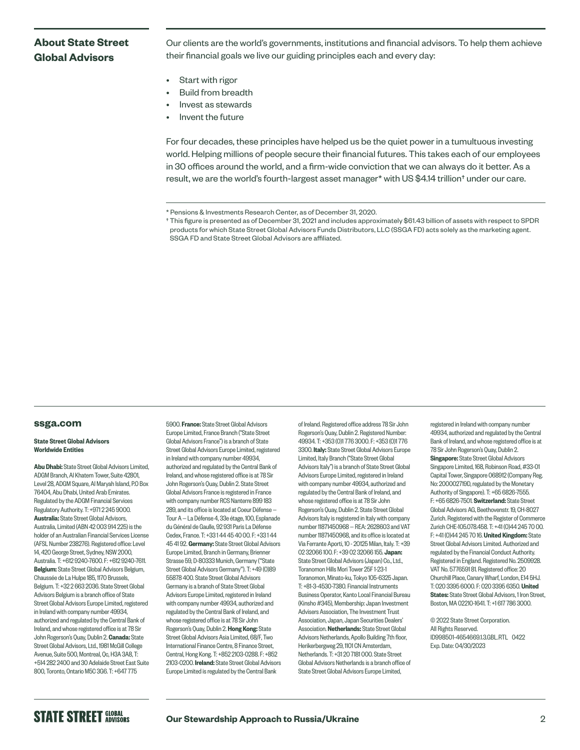## About State Street Global Advisors

Our clients are the world's governments, institutions and financial advisors. To help them achieve their financial goals we live our guiding principles each and every day:

- Start with rigor
- Build from breadth
- Invest as stewards
- Invent the future

For four decades, these principles have helped us be the quiet power in a tumultuous investing world. Helping millions of people secure their financial futures. This takes each of our employees in 30 offices around the world, and a firm-wide conviction that we can always do it better. As a result, we are the world's fourth-largest asset manager* with US $4.14 trillion† under our care.

* Pensions & Investments Research Center, as of December 31, 2020.

† This figure is presented as of December 31, 2021 and includes approximately $61.43 billion of assets with respect to SPDR products for which State Street Global Advisors Funds Distributors, LLC (SSGA FD) acts solely as the marketing agent. SSGA FD and State Street Global Advisors are affiliated.

**ssga.com**

**State Street Global Advisors Worldwide Entities**

**Abu Dhabi:** State Street Global Advisors Limited, ADGM Branch, Al Khatem Tower, Suite 42801, Level 28, ADGM Square, Al Maryah Island, P.O Box 76404, Abu Dhabi, United Arab Emirates. Regulated by the ADGM Financial Services Regulatory Authority. T: +971 2 245 9000. **Australia:** State Street Global Advisors, Australia, Limited (ABN 42 003 914 225) is the holder of an Australian Financial Services License (AFSL Number 238276). Registered office: Level 14, 420 George Street, Sydney, NSW 2000, Australia. T: +612 9240-7600. F: +612 9240-7611. **Belgium:** State Street Global Advisors Belgium, Chaussée de La Hulpe 185, 1170 Brussels, Belgium. T: +32 2 663 2036. State Street Global Advisors Belgium is a branch office of State Street Global Advisors Europe Limited, registered in Ireland with company number 49934, authorized and regulated by the Central Bank of Ireland, and whose registered office is at 78 Sir John Rogerson's Quay, Dublin 2. **Canada:** State Street Global Advisors, Ltd., 1981 McGill College Avenue, Suite 500, Montreal, Qc, H3A 3A8, T: +514 282 2400 and 30 Adelaide Street East Suite 800, Toronto, Ontario M5C 3G6. T: +647 775 5900. **France:** State Street Global Advisors Europe Limited, France Branch ("State Street Global Advisors France") is a branch of State Street Global Advisors Europe Limited, registered in Ireland with company number 49934, authorized and regulated by the Central Bank of Ireland, and whose registered office is at 78 Sir John Rogerson's Quay, Dublin 2. State Street Global Advisors France is registered in France with company number RCS Nanterre 899 183 289, and its office is located at Coeur Défense — Tour A — La Défense 4, 33e étage, 100, Esplanade du Général de Gaulle, 92 931 Paris La Défense Cedex, France. T: +33 1 44 45 40 00. F: +33 1 44 45 41 92. **Germany:** State Street Global Advisors Europe Limited, Branch in Germany, Brienner Strasse 59, D-80333 Munich, Germany ("State Street Global Advisors Germany"). T: +49 (0)89 55878 400. State Street Global Advisors Germany is a branch of State Street Global Advisors Europe Limited, registered in Ireland with company number 49934, authorized and regulated by the Central Bank of Ireland, and whose registered office is at 78 Sir John Rogerson's Quay, Dublin 2. **Hong Kong:** State Street Global Advisors Asia Limited, 68/F, Two International Finance Centre, 8 Finance Street, Central, Hong Kong. T: +852 2103-0288. F: +852 2103-0200. **Ireland:** State Street Global Advisors Europe Limited is regulated by the Central Bank of Ireland. Registered office address 78 Sir John Rogerson's Quay, Dublin 2. Registered Number: 49934. T: +353 (0)1 776 3000. F: +353 (0)1 776 3300. **Italy:** State Street Global Advisors Europe Limited, Italy Branch ("State Street Global Advisors Italy") is a branch of State Street Global Advisors Europe Limited, registered in Ireland with company number 49934, authorized and regulated by the Central Bank of Ireland, and whose registered office is at 78 Sir John Rogerson's Quay, Dublin 2. State Street Global Advisors Italy is registered in Italy with company number 11871450968 — REA: 2628603 and VAT number 11871450968, and its office is located at Via Ferrante Aporti, 10 - 20125 Milan, Italy. T: +39 02 32066 100. F: +39 02 32066 155. **Japan:** State Street Global Advisors (Japan) Co., Ltd., Toranomon Hills Mori Tower 25F 1-23-1 Toranomon, Minato-ku, Tokyo 105-6325 Japan. T: +81-3-4530-7380. Financial Instruments Business Operator, Kanto Local Financial Bureau (Kinsho #345), Membership: Japan Investment Advisers Association, The Investment Trust Association, Japan, Japan Securities Dealers' Association. **Netherlands:** State Street Global Advisors Netherlands, Apollo Building 7th floor, Herikerbergweg 29, 1101 CN Amsterdam, Netherlands. T: +31 20 7181 000. State Street Global Advisors Netherlands is a branch office of State Street Global Advisors Europe Limited, registered in Ireland with company number 49934, authorized and regulated by the Central Bank of Ireland, and whose registered office is at 78 Sir John Rogerson's Quay, Dublin 2. **Singapore:** State Street Global Advisors Singapore Limited, 168, Robinson Road, #33-01 Capital Tower, Singapore 068912 (Company Reg. No: 200002719D, regulated by the Monetary Authority of Singapore). T: +65 6826-7555. F: +65 6826-7501. **Switzerland:** State Street Global Advisors AG, Beethovenstr. 19, CH-8027 Zurich. Registered with the Register of Commerce Zurich CHE-105.078.458. T: +41 (0)44 245 70 00. F: +41 (0)44 245 70 16. **United Kingdom:** State Street Global Advisors Limited. Authorized and regulated by the Financial Conduct Authority. Registered in England. Registered No. 2509928. VAT No. 5776591 81. Registered office: 20 Churchill Place, Canary Wharf, London, E14 5HJ. T: 020 3395 6000. F: 020 3395 6350. **United States:** State Street Global Advisors, 1 Iron Street, Boston, MA 02210-1641. T: +1 617 786 3000.

© 2022 State Street Corporation.
All Rights Reserved.
ID998501-4654669.1.3.GBL.RTL 0422
Exp. Date: 04/30/2023